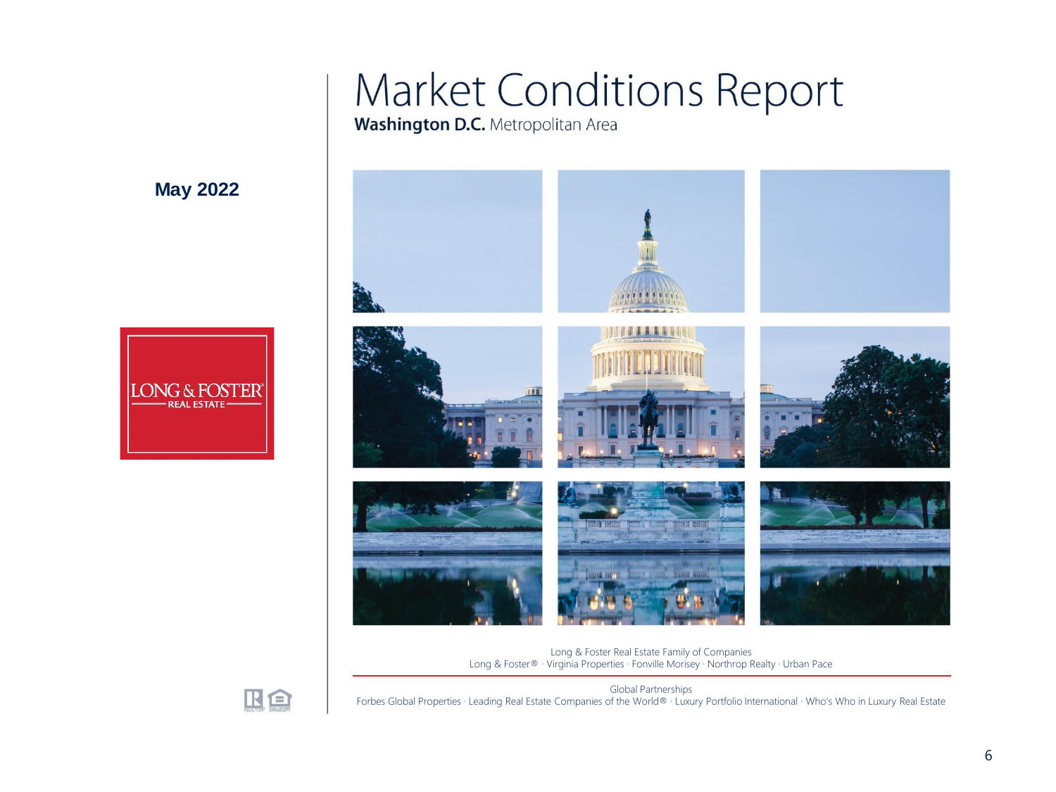# Market Conditions Report

**Washington D.C.** Metropolitan Area

**May 2022**

LONG & FOSTER REAL ESTATE

Long & Foster Real Estate Family of Companies

Long & Foster® · Virginia Properties · Fonville Morisey · Northrop Realty · Urban Pace

Global Partnerships

Forbes Global Properties · Leading Real Estate Companies of the World® · Luxury Portfolio International · Who's Who in Luxury Real Estate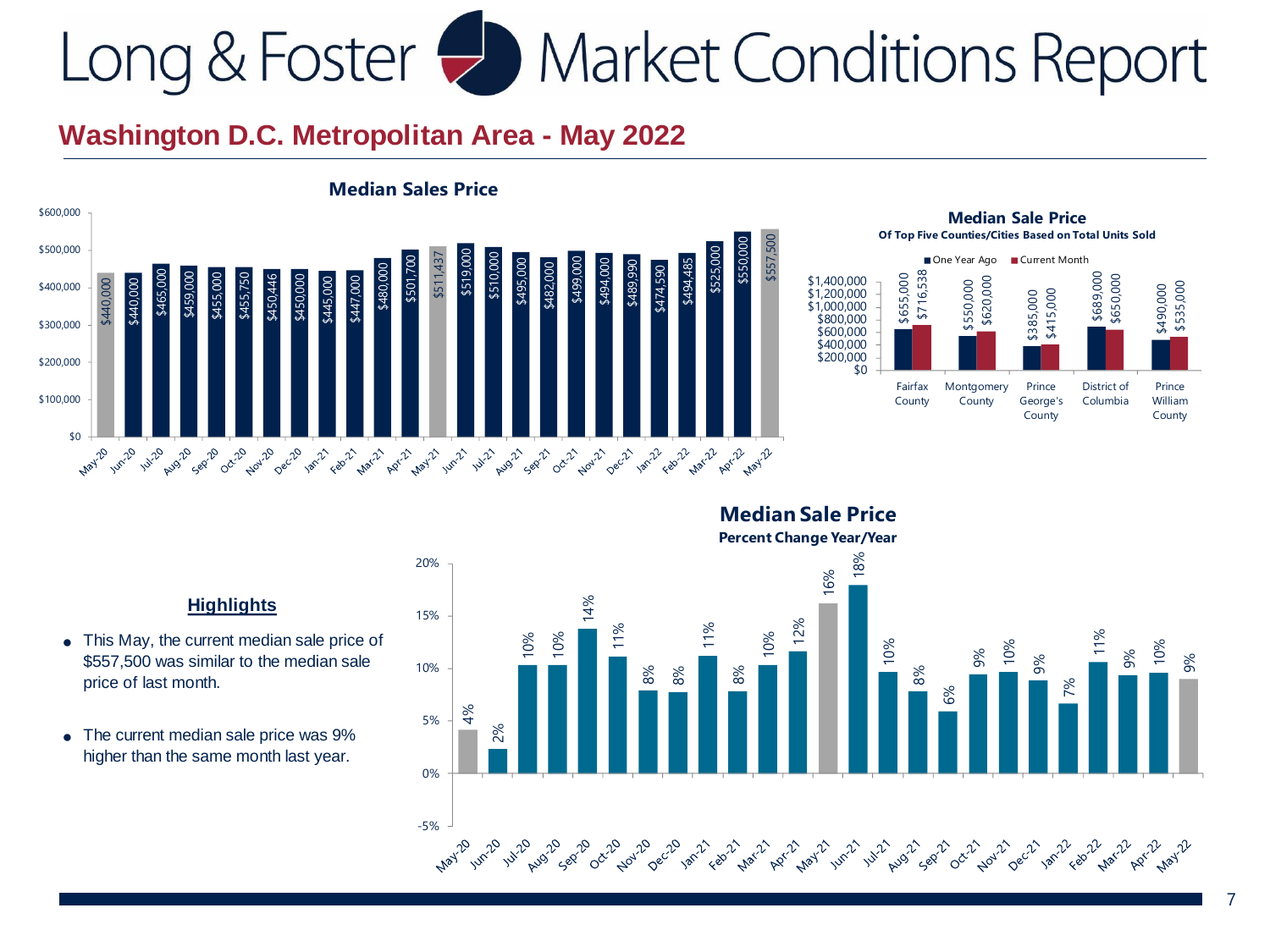# Long & Foster Market Conditions Report

## Washington D.C. Metropolitan Area - May 2022

### Median Sales Price

| Month | Median Sales Price |
|---|---|
| May-20 | $440,000 |
| Jun-20 | $440,000 |
| Jul-20 | $465,000 |
| Aug-20 | $459,000 |
| Sep-20 | $455,000 |
| Oct-20 | $455,750 |
| Nov-20 | $450,446 |
| Dec-20 | $450,000 |
| Jan-21 | $445,000 |
| Feb-21 | $447,000 |
| Mar-21 | $480,000 |
| Apr-21 | $501,700 |
| May-21 | $511,437 |
| Jun-21 | $519,000 |
| Jul-21 | $510,000 |
| Aug-21 | $495,000 |
| Sep-21 | $482,000 |
| Oct-21 | $499,000 |
| Nov-21 | $494,000 |
| Dec-21 | $489,990 |
| Jan-22 | $474,590 |
| Feb-22 | $494,485 |
| Mar-22 | $525,000 |
| Apr-22 | $550,000 |
| May-22 | $557,500 |

### Median Sale Price
Of Top Five Counties/Cities Based on Total Units Sold

| County/City | One Year Ago | Current Month |
|---|---|---|
| Fairfax County | $655,000 | $716,538 |
| Montgomery County | $550,000 | $620,000 |
| Prince George's County | $385,000 | $415,000 |
| District of Columbia | $689,000 | $650,000 |
| Prince William County | $490,000 | $535,000 |

### Highlights

- This May, the current median sale price of $557,500 was similar to the median sale price of last month.
- The current median sale price was 9% higher than the same month last year.

### Median Sale Price
Percent Change Year/Year

| Month | Percent Change |
|---|---|
| May-20 | 4% |
| Jun-20 | 2% |
| Jul-20 | 10% |
| Aug-20 | 10% |
| Sep-20 | 14% |
| Oct-20 | 11% |
| Nov-20 | 8% |
| Dec-20 | 8% |
| Jan-21 | 11% |
| Feb-21 | 8% |
| Mar-21 | 10% |
| Apr-21 | 12% |
| May-21 | 16% |
| Jun-21 | 18% |
| Jul-21 | 10% |
| Aug-21 | 8% |
| Sep-21 | 6% |
| Oct-21 | 9% |
| Nov-21 | 10% |
| Dec-21 | 9% |
| Jan-22 | 7% |
| Feb-22 | 11% |
| Mar-22 | 9% |
| Apr-22 | 10% |
| May-22 | 9% |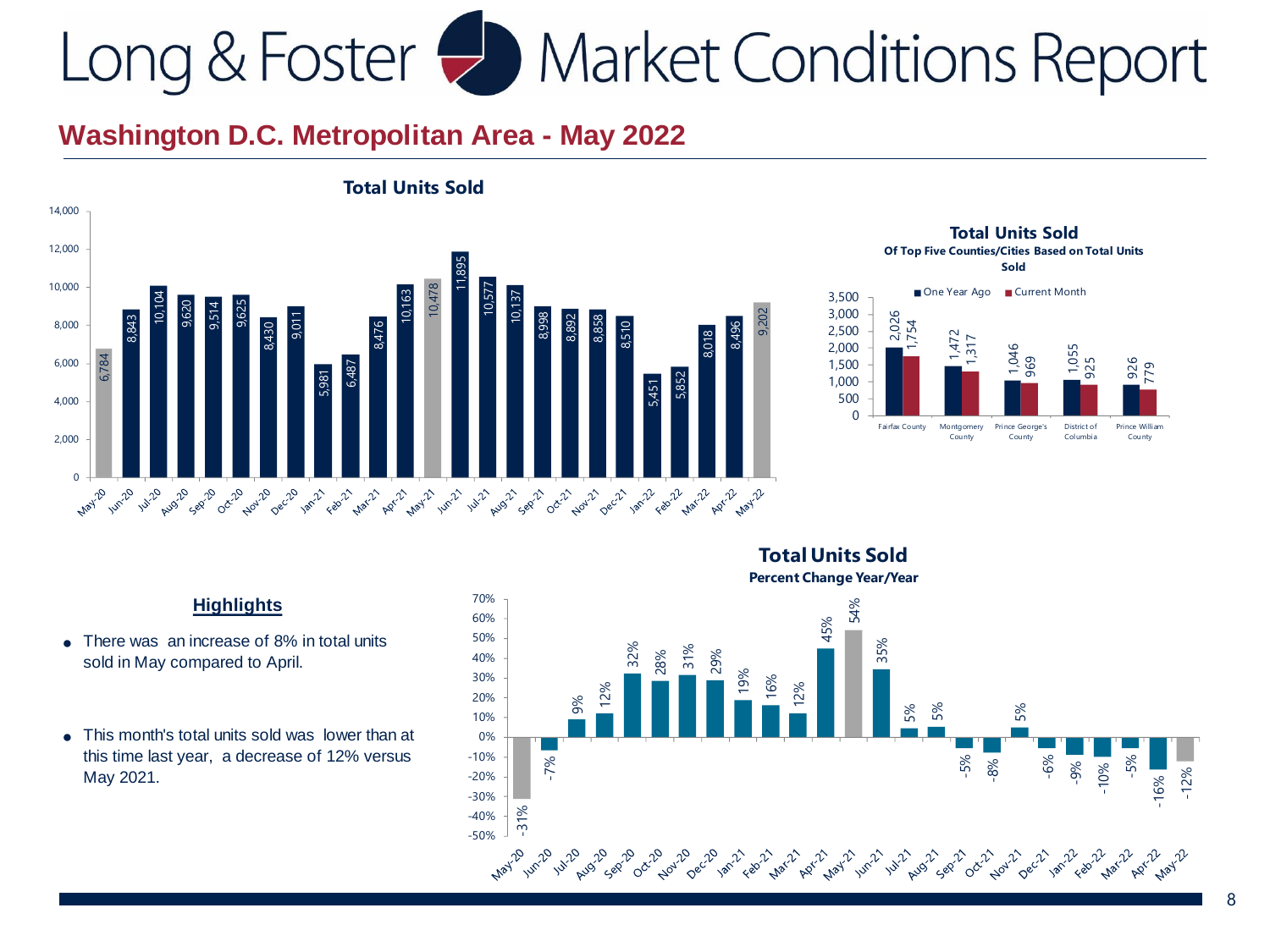# Long & Foster Market Conditions Report

## Washington D.C. Metropolitan Area - May 2022

### Total Units Sold

| Month | Units Sold |
|---|---|
| May-20 | 6,784 |
| Jun-20 | 8,843 |
| Jul-20 | 10,104 |
| Aug-20 | 9,620 |
| Sep-20 | 9,514 |
| Oct-20 | 9,625 |
| Nov-20 | 8,430 |
| Dec-20 | 9,011 |
| Jan-21 | 5,981 |
| Feb-21 | 6,487 |
| Mar-21 | 8,476 |
| Apr-21 | 10,163 |
| May-21 | 10,478 |
| Jun-21 | 11,895 |
| Jul-21 | 10,577 |
| Aug-21 | 10,137 |
| Sep-21 | 8,998 |
| Oct-21 | 8,892 |
| Nov-21 | 8,858 |
| Dec-21 | 8,510 |
| Jan-22 | 5,451 |
| Feb-22 | 5,852 |
| Mar-22 | 8,018 |
| Apr-22 | 8,496 |
| May-22 | 9,202 |

### Total Units Sold

**Of Top Five Counties/Cities Based on Total Units Sold**

| County/City | One Year Ago | Current Month |
|---|---|---|
| Fairfax County | 2,026 | 1,754 |
| Montgomery County | 1,472 | 1,317 |
| Prince George's County | 1,046 | 969 |
| District of Columbia | 1,055 | 925 |
| Prince William County | 926 | 779 |

### Highlights

- There was an increase of 8% in total units sold in May compared to April.
- This month's total units sold was lower than at this time last year, a decrease of 12% versus May 2021.

### Total Units Sold

**Percent Change Year/Year**

| Month | % Change |
|---|---|
| May-20 | -31% |
| Jun-20 | -7% |
| Jul-20 | 9% |
| Aug-20 | 12% |
| Sep-20 | 32% |
| Oct-20 | 28% |
| Nov-20 | 31% |
| Dec-20 | 29% |
| Jan-21 | 19% |
| Feb-21 | 16% |
| Mar-21 | 12% |
| Apr-21 | 45% |
| May-21 | 54% |
| Jun-21 | 35% |
| Jul-21 | 5% |
| Aug-21 | 5% |
| Sep-21 | -5% |
| Oct-21 | -8% |
| Nov-21 | 5% |
| Dec-21 | -6% |
| Jan-22 | -9% |
| Feb-22 | -10% |
| Mar-22 | -5% |
| Apr-22 | -16% |
| May-22 | -12% |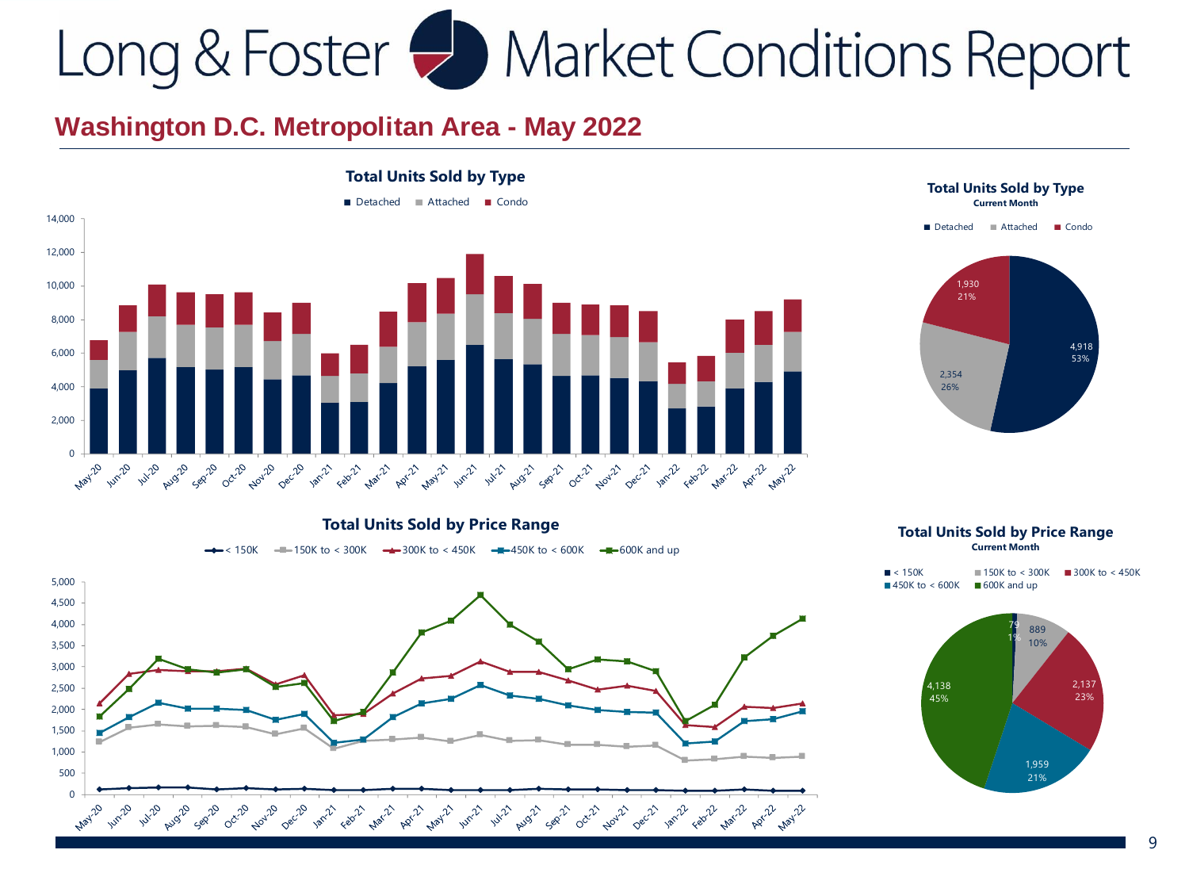# Long & Foster Market Conditions Report

## Washington D.C. Metropolitan Area - May 2022

### Total Units Sold by Type

Detached | Attached | Condo

### Total Units Sold by Type
**Current Month**

| Type | Units | Share |
|---|---|---|
| Detached | 4,918 | 53% |
| Attached | 2,354 | 26% |
| Condo | 1,930 | 21% |

### Total Units Sold by Price Range

< 150K | 150K to < 300K | 300K to < 450K | 450K to < 600K | 600K and up

### Total Units Sold by Price Range
**Current Month**

| Price Range | Units | Share |
|---|---|---|
| < 150K | 79 | 1% |
| 150K to < 300K | 889 | 10% |
| 300K to < 450K | 2,137 | 23% |
| 450K to < 600K | 1,959 | 21% |
| 600K and up | 4,138 | 45% |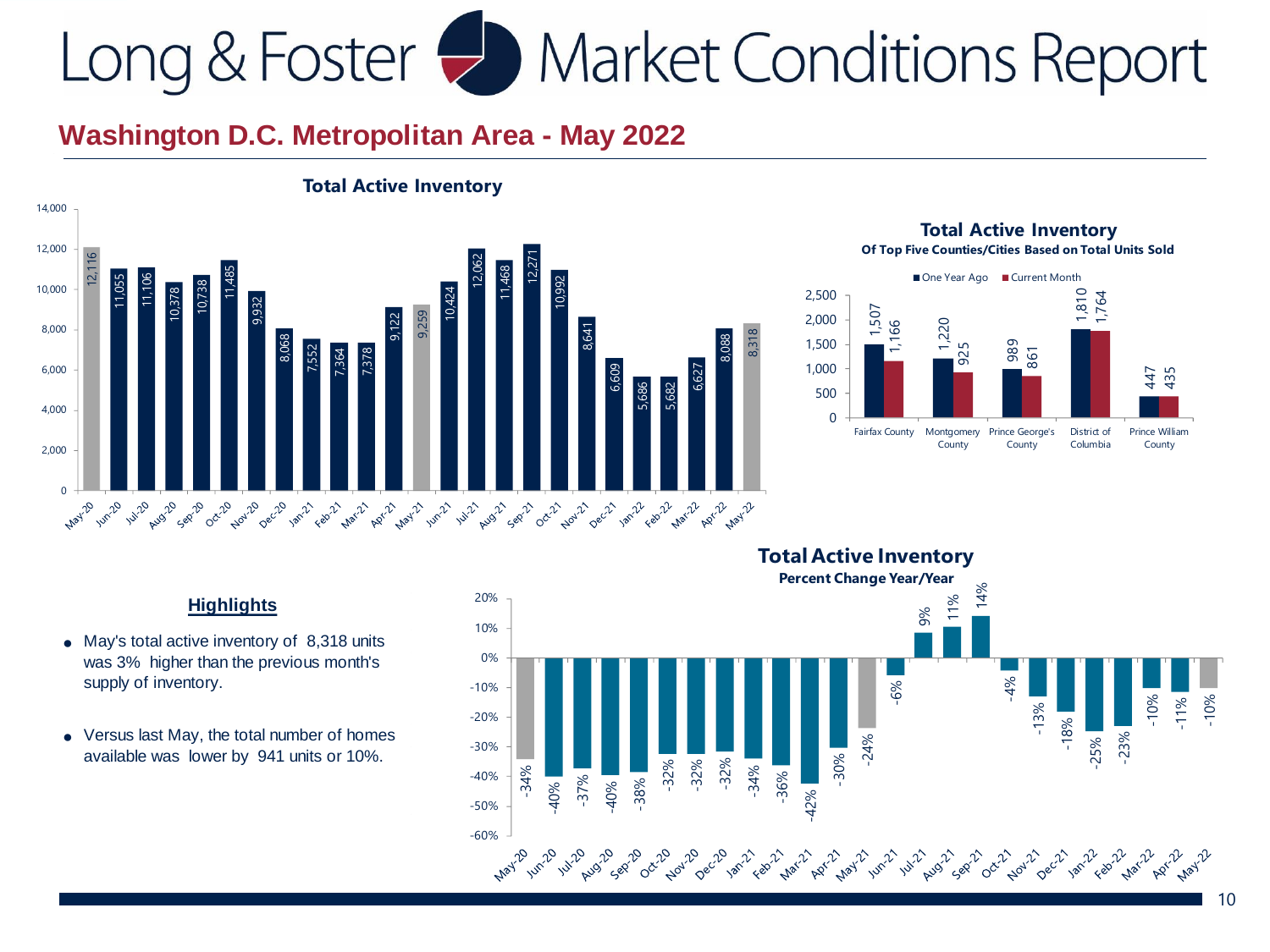# Long & Foster Market Conditions Report

## Washington D.C. Metropolitan Area - May 2022

### Total Active Inventory

| Month | Total Active Inventory |
|---|---|
| May-20 | 12,116 |
| Jun-20 | 11,055 |
| Jul-20 | 11,106 |
| Aug-20 | 10,378 |
| Sep-20 | 10,738 |
| Oct-20 | 11,485 |
| Nov-20 | 9,932 |
| Dec-20 | 8,068 |
| Jan-21 | 7,552 |
| Feb-21 | 7,364 |
| Mar-21 | 7,378 |
| Apr-21 | 9,122 |
| May-21 | 9,259 |
| Jun-21 | 10,424 |
| Jul-21 | 12,062 |
| Aug-21 | 11,468 |
| Sep-21 | 12,271 |
| Oct-21 | 10,992 |
| Nov-21 | 8,641 |
| Dec-21 | 6,609 |
| Jan-22 | 5,686 |
| Feb-22 | 5,682 |
| Mar-22 | 6,627 |
| Apr-22 | 8,088 |
| May-22 | 8,318 |

### Total Active Inventory

**Of Top Five Counties/Cities Based on Total Units Sold**

| County/City | One Year Ago | Current Month |
|---|---|---|
| Fairfax County | 1,507 | 1,166 |
| Montgomery County | 1,220 | 925 |
| Prince George's County | 989 | 861 |
| District of Columbia | 1,810 | 1,764 |
| Prince William County | 447 | 435 |

### Highlights

- May's total active inventory of 8,318 units was 3% higher than the previous month's supply of inventory.
- Versus last May, the total number of homes available was lower by 941 units or 10%.

### Total Active Inventory

**Percent Change Year/Year**

| Month | Percent Change |
|---|---|
| May-20 | -34% |
| Jun-20 | -40% |
| Jul-20 | -37% |
| Aug-20 | -40% |
| Sep-20 | -38% |
| Oct-20 | -32% |
| Nov-20 | -32% |
| Dec-20 | -32% |
| Jan-21 | -34% |
| Feb-21 | -36% |
| Mar-21 | -42% |
| Apr-21 | -30% |
| May-21 | -24% |
| Jun-21 | -6% |
| Jul-21 | 9% |
| Aug-21 | 11% |
| Sep-21 | 14% |
| Oct-21 | -4% |
| Nov-21 | -13% |
| Dec-21 | -18% |
| Jan-22 | -25% |
| Feb-22 | -23% |
| Mar-22 | -10% |
| Apr-22 | -11% |
| May-22 | -10% |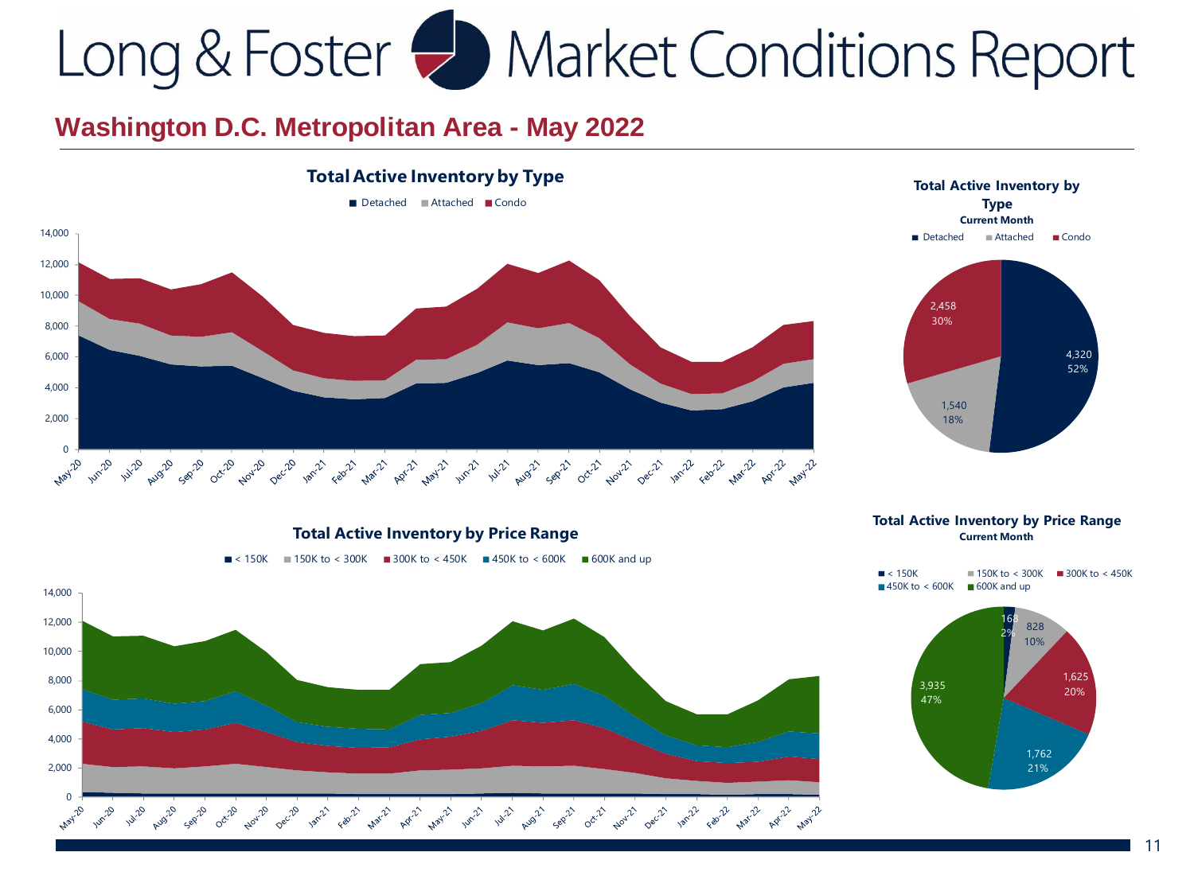# Long & Foster Market Conditions Report

## Washington D.C. Metropolitan Area - May 2022

### Total Active Inventory by Type

■ Detached ■ Attached ■ Condo

### Total Active Inventory by Type
**Current Month**

■ Detached ■ Attached ■ Condo

| Type | Count | Share |
| --- | --- | --- |
| Detached | 4,320 | 52% |
| Attached | 1,540 | 18% |
| Condo | 2,458 | 30% |

### Total Active Inventory by Price Range

■ < 150K ■ 150K to < 300K ■ 300K to < 450K ■ 450K to < 600K ■ 600K and up

### Total Active Inventory by Price Range
**Current Month**

■ < 150K ■ 150K to < 300K ■ 300K to < 450K ■ 450K to < 600K ■ 600K and up

| Price Range | Count | Share |
| --- | --- | --- |
| < 150K | 168 | 2% |
| 150K to < 300K | 828 | 10% |
| 300K to < 450K | 1,625 | 20% |
| 450K to < 600K | 1,762 | 21% |
| 600K and up | 3,935 | 47% |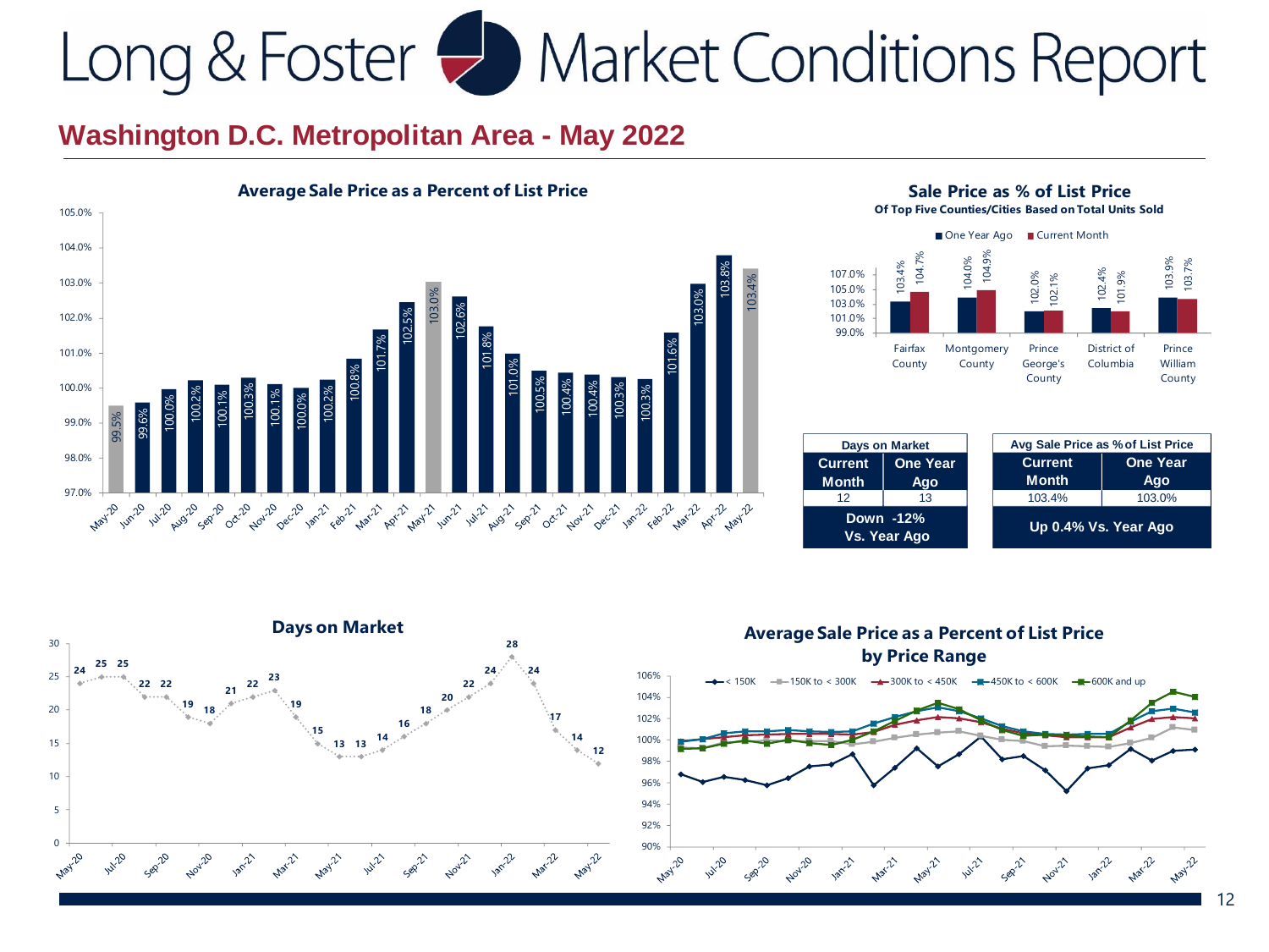# Long & Foster Market Conditions Report

## Washington D.C. Metropolitan Area - May 2022

### Average Sale Price as a Percent of List Price

| Month | Percent |
|---|---|
| May-20 | 99.5% |
| Jun-20 | 99.6% |
| Jul-20 | 100.0% |
| Aug-20 | 100.2% |
| Sep-20 | 100.1% |
| Oct-20 | 100.3% |
| Nov-20 | 100.1% |
| Dec-20 | 100.0% |
| Jan-21 | 100.2% |
| Feb-21 | 100.8% |
| Mar-21 | 101.7% |
| Apr-21 | 102.5% |
| May-21 | 103.0% |
| Jun-21 | 102.6% |
| Jul-21 | 101.8% |
| Aug-21 | 101.0% |
| Sep-21 | 100.5% |
| Oct-21 | 100.4% |
| Nov-21 | 100.4% |
| Dec-21 | 100.3% |
| Jan-22 | 100.3% |
| Feb-22 | 101.6% |
| Mar-22 | 103.0% |
| Apr-22 | 103.8% |
| May-22 | 103.4% |

### Sale Price as % of List Price
**Of Top Five Counties/Cities Based on Total Units Sold**

| | One Year Ago | Current Month |
|---|---|---|
| Fairfax County | 103.4% | 104.7% |
| Montgomery County | 104.0% | 104.9% |
| Prince George's County | 102.0% | 102.1% |
| District of Columbia | 102.4% | 101.9% |
| Prince William County | 103.9% | 103.7% |

| Days on Market | |
|---|---|
| Current Month | One Year Ago |
| 12 | 13 |
| Down -12% Vs. Year Ago | |

| Avg Sale Price as % of List Price | |
|---|---|
| Current Month | One Year Ago |
| 103.4% | 103.0% |
| Up 0.4% Vs. Year Ago | |

### Days on Market

| Month | Days |
|---|---|
| May-20 | 24 |
| Jun-20 | 25 |
| Jul-20 | 25 |
| Aug-20 | 22 |
| Sep-20 | 22 |
| Oct-20 | 19 |
| Nov-20 | 18 |
| Dec-20 | 21 |
| Jan-21 | 22 |
| Feb-21 | 23 |
| Mar-21 | 19 |
| Apr-21 | 15 |
| May-21 | 13 |
| Jun-21 | 13 |
| Jul-21 | 14 |
| Aug-21 | 16 |
| Sep-21 | 18 |
| Oct-21 | 20 |
| Nov-21 | 22 |
| Dec-21 | 24 |
| Jan-22 | 28 |
| Feb-22 | 24 |
| Mar-22 | 17 |
| Apr-22 | 14 |
| May-22 | 12 |

### Average Sale Price as a Percent of List Price by Price Range

Legend: < 150K; 150K to < 300K; 300K to < 450K; 450K to < 600K; 600K and up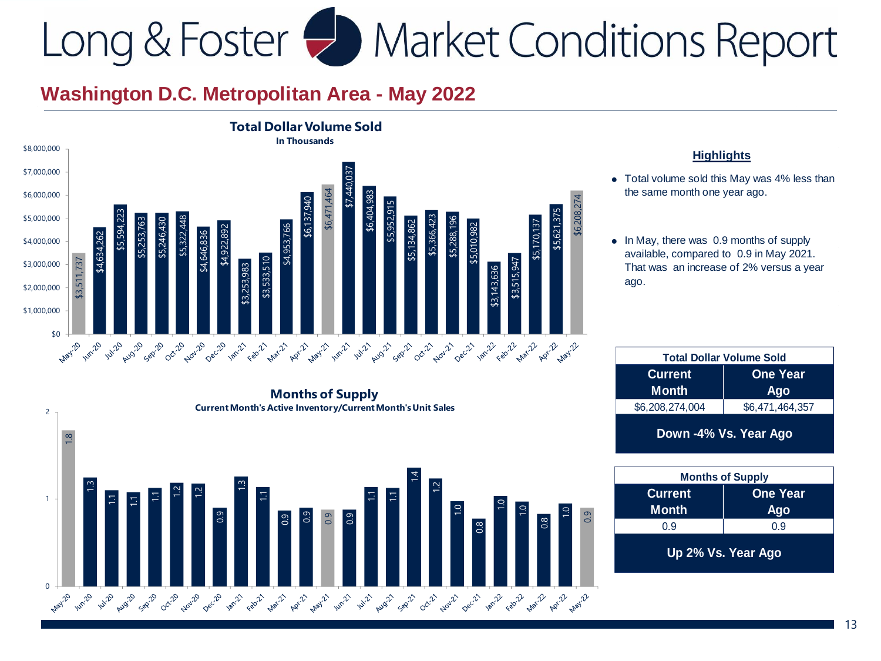# Long & Foster Market Conditions Report

## Washington D.C. Metropolitan Area - May 2022

### Total Dollar Volume Sold

In Thousands

| Month | Volume |
|---|---|
| May-20 | $3,511,737 |
| Jun-20 | $4,634,262 |
| Jul-20 | $5,594,223 |
| Aug-20 | $5,253,763 |
| Sep-20 | $5,246,430 |
| Oct-20 | $5,322,448 |
| Nov-20 | $4,646,836 |
| Dec-20 | $4,922,892 |
| Jan-21 | $3,253,983 |
| Feb-21 | $3,533,510 |
| Mar-21 | $4,953,766 |
| Apr-21 | $6,137,940 |
| May-21 | $6,471,464 |
| Jun-21 | $7,440,037 |
| Jul-21 | $6,404,983 |
| Aug-21 | $5,952,915 |
| Sep-21 | $5,134,862 |
| Oct-21 | $5,366,423 |
| Nov-21 | $5,288,196 |
| Dec-21 | $5,010,982 |
| Jan-22 | $3,143,636 |
| Feb-22 | $3,515,947 |
| Mar-22 | $5,170,137 |
| Apr-22 | $5,621,375 |
| May-22 | $6,208,274 |

### Months of Supply

Current Month's Active Inventory/Current Month's Unit Sales

| Month | Months of Supply |
|---|---|
| May-20 | 1.8 |
| Jun-20 | 1.3 |
| Jul-20 | 1.1 |
| Aug-20 | 1.1 |
| Sep-20 | 1.1 |
| Oct-20 | 1.2 |
| Nov-20 | 1.2 |
| Dec-20 | 0.9 |
| Jan-21 | 1.3 |
| Feb-21 | 1.1 |
| Mar-21 | 0.9 |
| Apr-21 | 0.9 |
| May-21 | 0.9 |
| Jun-21 | 0.9 |
| Jul-21 | 1.1 |
| Aug-21 | 1.1 |
| Sep-21 | 1.4 |
| Oct-21 | 1.2 |
| Nov-21 | 1.0 |
| Dec-21 | 0.8 |
| Jan-22 | 1.0 |
| Feb-22 | 1.0 |
| Mar-22 | 0.8 |
| Apr-22 | 1.0 |
| May-22 | 0.9 |

### Highlights

- Total volume sold this May was 4% less than the same month one year ago.
- In May, there was 0.9 months of supply available, compared to 0.9 in May 2021. That was an increase of 2% versus a year ago.

| Total Dollar Volume Sold | |
|---|---|
| **Current Month** | **One Year Ago** |
| $6,208,274,004 | $6,471,464,357 |
| **Down -4% Vs. Year Ago** | |

| Months of Supply | |
|---|---|
| **Current Month** | **One Year Ago** |
| 0.9 | 0.9 |
| **Up 2% Vs. Year Ago** | |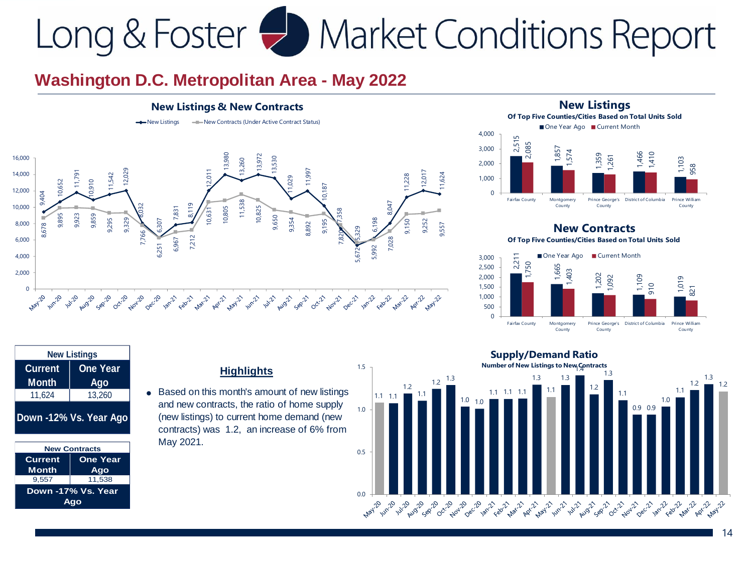# Long & Foster Market Conditions Report

## Washington D.C. Metropolitan Area - May 2022

**New Listings & New Contracts**

New Listings
New Contracts (Under Active Contract Status)

16,000
14,000
12,000
10,000
8,000
6,000
4,000
2,000
0

May-20 Jun-20 Jul-20 Aug-20 Sep-20 Oct-20 Nov-20 Dec-20 Jan-21 Feb-21 Mar-21 Apr-21 May-21 Jun-21 Jul-21 Aug-21 Sep-21 Oct-21 Nov-21 Dec-21 Jan-22 Feb-22 Mar-22 Apr-22 May-22

New Listings: 9,404 10,652 11,791 10,910 11,542 12,029 8,032 6,307 7,831 8,119 12,011 13,980 13,260 13,972 13,530 11,029 11,997 10,187 7,358 5,329 6,198 8,047 11,228 12,017 11,624

New Contracts: 8,678 9,895 9,923 9,859 9,295 9,329 7,766 6,251 6,967 7,212 10,631 10,805 11,538 10,825 9,650 9,354 8,892 9,195 7,820 5,672 5,992 7,028 9,150 9,252 9,557

**New Listings**
**Of Top Five Counties/Cities Based on Total Units Sold**

One Year Ago
Current Month

4,000
3,000
2,000
1,000
0

Fairfax County: 2,515 / 2,085
Montgomery County: 1,857 / 1,574
Prince George's County: 1,359 / 1,261
District of Columbia: 1,466 / 1,410
Prince William County: 1,103 / 958

**New Contracts**
**Of Top Five Counties/Cities Based on Total Units Sold**

One Year Ago
Current Month

3,000
2,500
2,000
1,500
1,000
500
0

Fairfax County: 2,211 / 1,750
Montgomery County: 1,665 / 1,403
Prince George's County: 1,202 / 1,092
District of Columbia: 1,109 / 910
Prince William County: 1,019 / 821

| New Listings | |
|---|---|
| Current Month | One Year Ago |
| 11,624 | 13,260 |
| Down -12% Vs. Year Ago | |

| New Contracts | |
|---|---|
| Current Month | One Year Ago |
| 9,557 | 11,538 |
| Down -17% Vs. Year Ago | |

### Highlights

- Based on this month's amount of new listings and new contracts, the ratio of home supply (new listings) to current home demand (new contracts) was 1.2, an increase of 6% from May 2021.

**Supply/Demand Ratio**
**Number of New Listings to New Contracts**

1.5
1.0
0.5
0.0

May-20 Jun-20 Jul-20 Aug-20 Sep-20 Oct-20 Nov-20 Dec-20 Jan-21 Feb-21 Mar-21 Apr-21 May-21 Jun-21 Jul-21 Aug-21 Sep-21 Oct-21 Nov-21 Dec-21 Jan-22 Feb-22 Mar-22 Apr-22 May-22

1.1 1.1 1.2 1.1 1.2 1.3 1.0 1.0 1.1 1.1 1.1 1.3 1.1 1.3 1.4 1.2 1.3 1.1 0.9 0.9 1.0 1.1 1.2 1.3 1.2